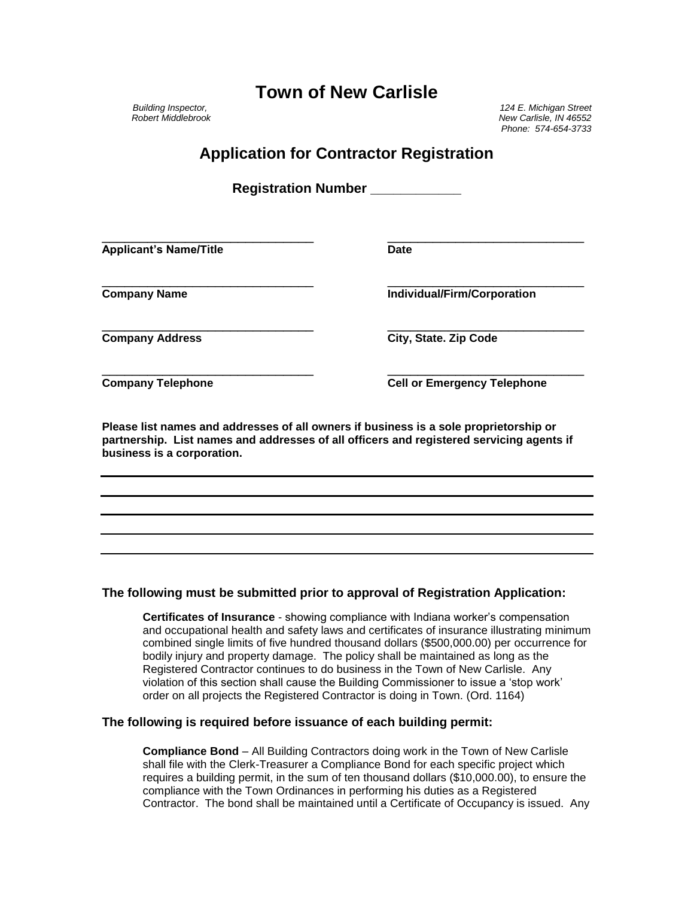# Town of New Carlisle

*Building Inspector,*
*Robert Middlebrook*

*124 E. Michigan Street*
*New Carlisle, IN 46552*
*Phone: 574-654-3733*

## Application for Contractor Registration

**Registration Number ____________**

| | |
|---|---|
| ______________________________ | ______________________________ |
| **Applicant's Name/Title** | **Date** |
| ______________________________ | ______________________________ |
| **Company Name** | **Individual/Firm/Corporation** |
| ______________________________ | ______________________________ |
| **Company Address** | **City, State. Zip Code** |
| ______________________________ | ______________________________ |
| **Company Telephone** | **Cell or Emergency Telephone** |

**Please list names and addresses of all owners if business is a sole proprietorship or partnership. List names and addresses of all officers and registered servicing agents if business is a corporation.**

______________________________________________________________________

______________________________________________________________________

______________________________________________________________________

______________________________________________________________________

______________________________________________________________________

### The following must be submitted prior to approval of Registration Application:

**Certificates of Insurance** - showing compliance with Indiana worker's compensation and occupational health and safety laws and certificates of insurance illustrating minimum combined single limits of five hundred thousand dollars ($500,000.00) per occurrence for bodily injury and property damage. The policy shall be maintained as long as the Registered Contractor continues to do business in the Town of New Carlisle. Any violation of this section shall cause the Building Commissioner to issue a 'stop work' order on all projects the Registered Contractor is doing in Town. (Ord. 1164)

### The following is required before issuance of each building permit:

**Compliance Bond** – All Building Contractors doing work in the Town of New Carlisle shall file with the Clerk-Treasurer a Compliance Bond for each specific project which requires a building permit, in the sum of ten thousand dollars ($10,000.00), to ensure the compliance with the Town Ordinances in performing his duties as a Registered Contractor. The bond shall be maintained until a Certificate of Occupancy is issued. Any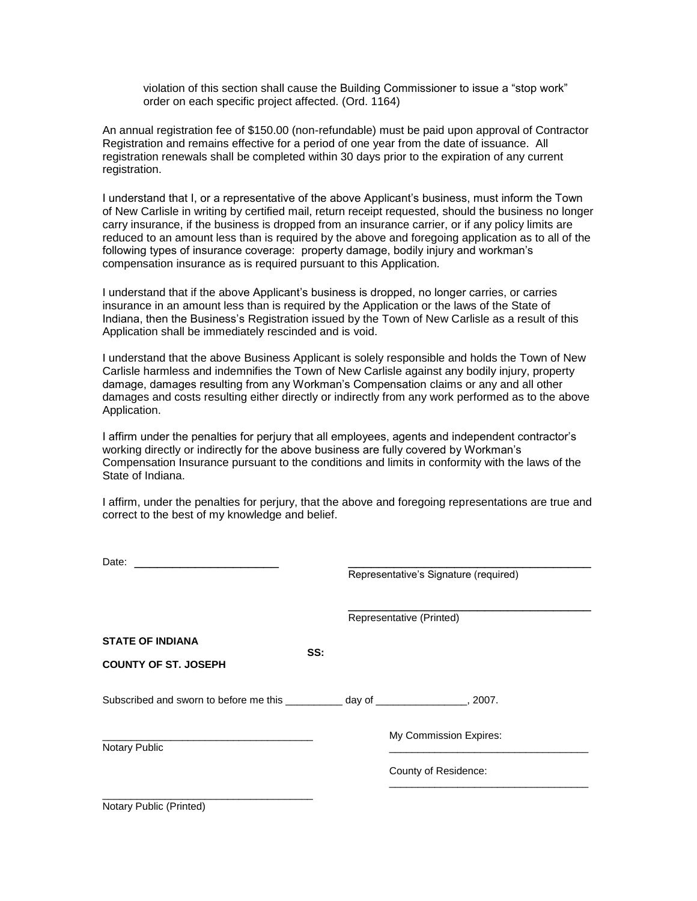violation of this section shall cause the Building Commissioner to issue a "stop work" order on each specific project affected. (Ord. 1164)

An annual registration fee of $150.00 (non-refundable) must be paid upon approval of Contractor Registration and remains effective for a period of one year from the date of issuance. All registration renewals shall be completed within 30 days prior to the expiration of any current registration.

I understand that I, or a representative of the above Applicant's business, must inform the Town of New Carlisle in writing by certified mail, return receipt requested, should the business no longer carry insurance, if the business is dropped from an insurance carrier, or if any policy limits are reduced to an amount less than is required by the above and foregoing application as to all of the following types of insurance coverage: property damage, bodily injury and workman's compensation insurance as is required pursuant to this Application.

I understand that if the above Applicant's business is dropped, no longer carries, or carries insurance in an amount less than is required by the Application or the laws of the State of Indiana, then the Business's Registration issued by the Town of New Carlisle as a result of this Application shall be immediately rescinded and is void.

I understand that the above Business Applicant is solely responsible and holds the Town of New Carlisle harmless and indemnifies the Town of New Carlisle against any bodily injury, property damage, damages resulting from any Workman's Compensation claims or any and all other damages and costs resulting either directly or indirectly from any work performed as to the above Application.

I affirm under the penalties for perjury that all employees, agents and independent contractor's working directly or indirectly for the above business are fully covered by Workman's Compensation Insurance pursuant to the conditions and limits in conformity with the laws of the State of Indiana.

I affirm, under the penalties for perjury, that the above and foregoing representations are true and correct to the best of my knowledge and belief.

Date: ________________________

______________________________________
Representative's Signature (required)

______________________________________
Representative (Printed)

**STATE OF INDIANA**

**SS:**

**COUNTY OF ST. JOSEPH**

Subscribed and sworn to before me this __________ day of ________________, 2007.

_____________________________________
Notary Public

My Commission Expires: ___________________________________

County of Residence: ___________________________________

_____________________________________
Notary Public (Printed)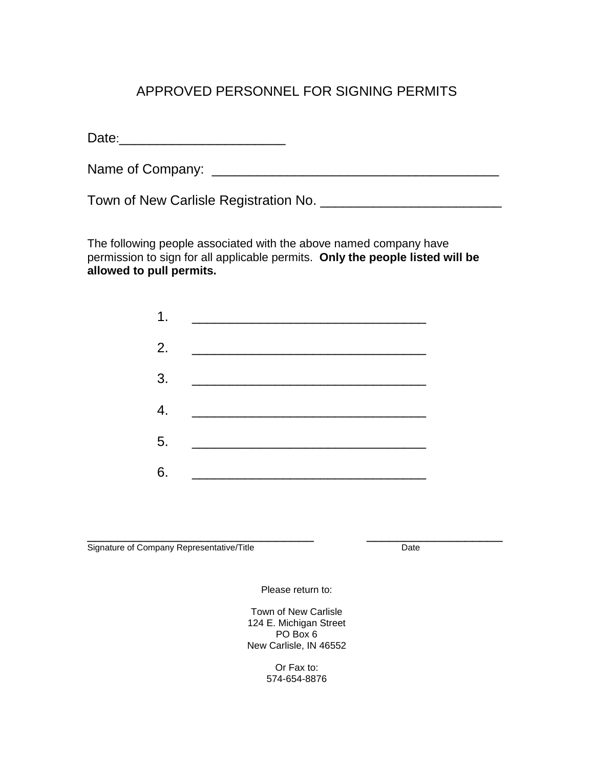# APPROVED PERSONNEL FOR SIGNING PERMITS

Date:______________________

Name of Company: ______________________________________

Town of New Carlisle Registration No. ________________________

The following people associated with the above named company have permission to sign for all applicable permits. **Only the people listed will be allowed to pull permits.**

1. _______________________________
2. _______________________________
3. _______________________________
4. _______________________________
5. _______________________________
6. _______________________________

______________________________________ ______________________

Signature of Company Representative/Title Date

Please return to:

Town of New Carlisle
124 E. Michigan Street
PO Box 6
New Carlisle, IN 46552

Or Fax to:
574-654-8876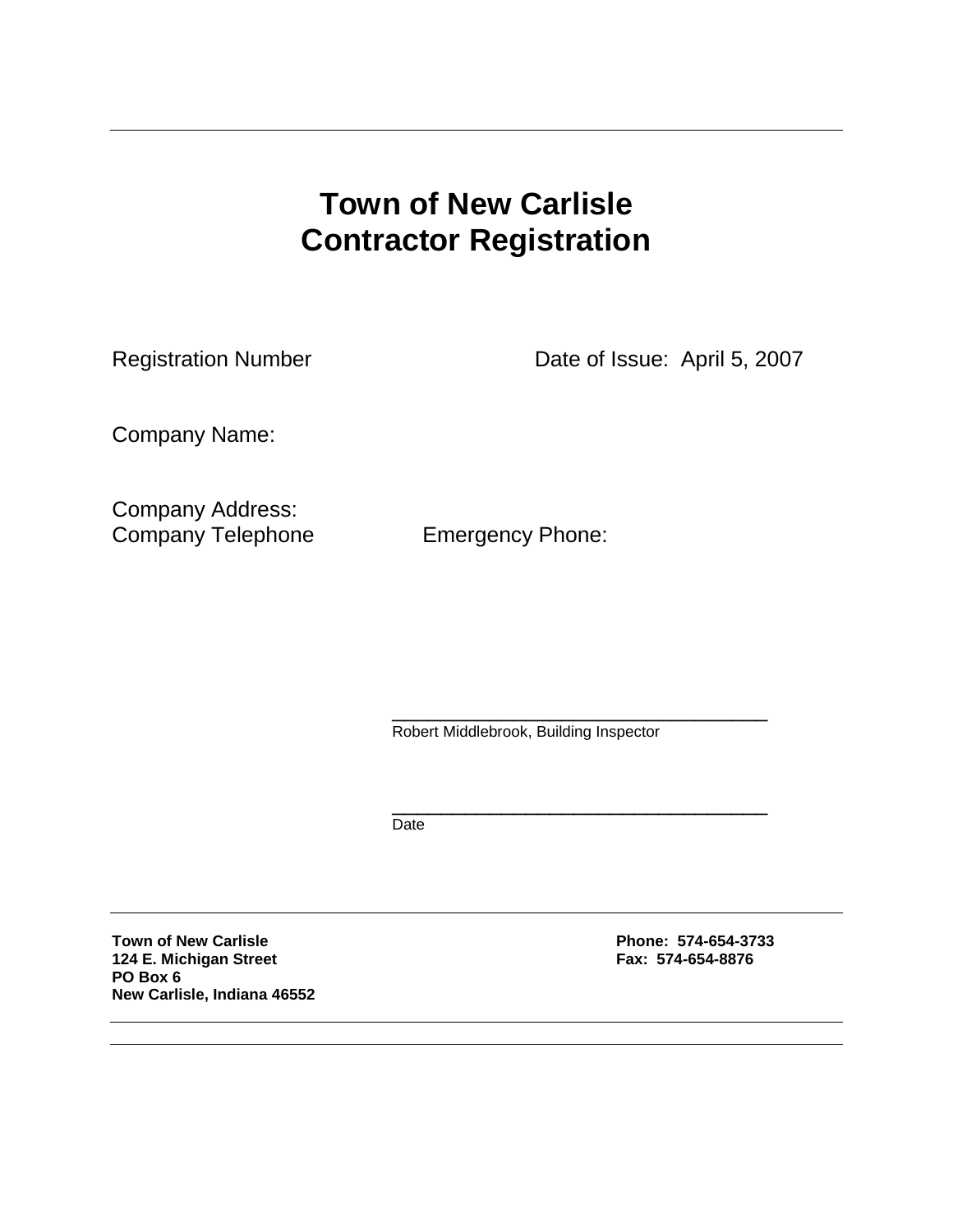# Town of New Carlisle
# Contractor Registration

Registration Number                    Date of Issue:  April 5, 2007

Company Name:

Company Address:
Company Telephone                    Emergency Phone:

\_\_\_\_\_\_\_\_\_\_\_\_\_\_\_\_\_\_\_\_\_\_\_\_\_\_\_\_\_\_\_\_\_\_\_\_
Robert Middlebrook, Building Inspector

\_\_\_\_\_\_\_\_\_\_\_\_\_\_\_\_\_\_\_\_\_\_\_\_\_\_\_\_\_\_\_\_\_\_\_\_
Date

---

**Town of New Carlisle**
**124 E. Michigan Street**
**PO Box 6**
**New Carlisle, Indiana 46552**

**Phone:  574-654-3733**
**Fax:  574-654-8876**